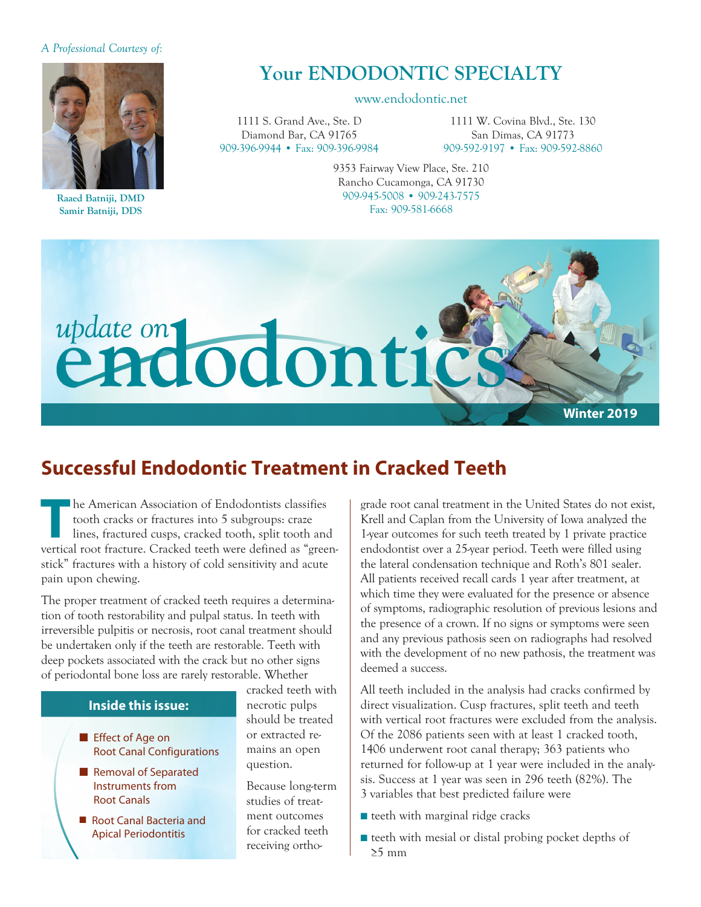*A Professional Courtesy of:*

**Raaed Batniji, DMD**
**Samir Batniji, DDS**

## Your ENDODONTIC SPECIALTY

www.endodontic.net

1111 S. Grand Ave., Ste. D
Diamond Bar, CA 91765
909-396-9944 • Fax: 909-396-9984

1111 W. Covina Blvd., Ste. 130
San Dimas, CA 91773
909-592-9197 • Fax: 909-592-8860

9353 Fairway View Place, Ste. 210
Rancho Cucamonga, CA 91730
909-945-5008 • 909-243-7575
Fax: 909-581-6668

# update on endodontics™

**Winter 2019**

## Successful Endodontic Treatment in Cracked Teeth

The American Association of Endodontists classifies tooth cracks or fractures into 5 subgroups: craze lines, fractured cusps, cracked tooth, split tooth and vertical root fracture. Cracked teeth were defined as "greenstick" fractures with a history of cold sensitivity and acute pain upon chewing.

The proper treatment of cracked teeth requires a determination of tooth restorability and pulpal status. In teeth with irreversible pulpitis or necrosis, root canal treatment should be undertaken only if the teeth are restorable. Teeth with deep pockets associated with the crack but no other signs of periodontal bone loss are rarely restorable. Whether cracked teeth with necrotic pulps should be treated or extracted remains an open question.

Because long-term studies of treatment outcomes for cracked teeth receiving orthograde root canal treatment in the United States do not exist, Krell and Caplan from the University of Iowa analyzed the 1-year outcomes for such teeth treated by 1 private practice endodontist over a 25-year period. Teeth were filled using the lateral condensation technique and Roth's 801 sealer. All patients received recall cards 1 year after treatment, at which time they were evaluated for the presence or absence of symptoms, radiographic resolution of previous lesions and the presence of a crown. If no signs or symptoms were seen and any previous pathosis seen on radiographs had resolved with the development of no new pathosis, the treatment was deemed a success.

All teeth included in the analysis had cracks confirmed by direct visualization. Cusp fractures, split teeth and teeth with vertical root fractures were excluded from the analysis. Of the 2086 patients seen with at least 1 cracked tooth, 1406 underwent root canal therapy; 363 patients who returned for follow-up at 1 year were included in the analysis. Success at 1 year was seen in 296 teeth (82%). The 3 variables that best predicted failure were

- teeth with marginal ridge cracks
- teeth with mesial or distal probing pocket depths of ≥5 mm

**Inside this issue:**

- Effect of Age on Root Canal Configurations
- Removal of Separated Instruments from Root Canals
- Root Canal Bacteria and Apical Periodontitis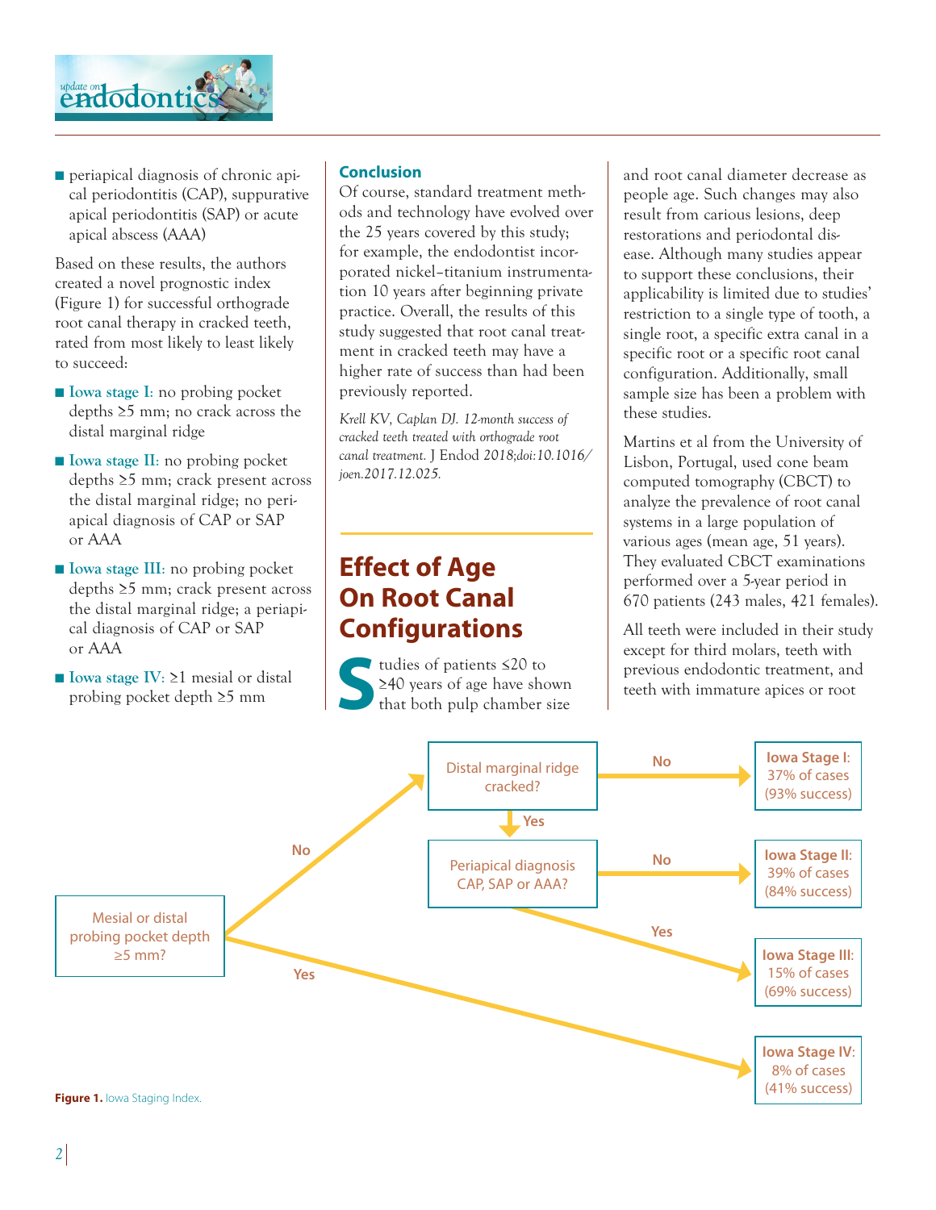- periapical diagnosis of chronic apical periodontitis (CAP), suppurative apical periodontitis (SAP) or acute apical abscess (AAA)

Based on these results, the authors created a novel prognostic index (Figure 1) for successful orthograde root canal therapy in cracked teeth, rated from most likely to least likely to succeed:

- **Iowa stage I:** no probing pocket depths ≥5 mm; no crack across the distal marginal ridge
- **Iowa stage II:** no probing pocket depths ≥5 mm; crack present across the distal marginal ridge; no periapical diagnosis of CAP or SAP or AAA
- **Iowa stage III:** no probing pocket depths ≥5 mm; crack present across the distal marginal ridge; a periapical diagnosis of CAP or SAP or AAA
- **Iowa stage IV:** ≥1 mesial or distal probing pocket depth ≥5 mm

### Conclusion

Of course, standard treatment methods and technology have evolved over the 25 years covered by this study; for example, the endodontist incorporated nickel–titanium instrumentation 10 years after beginning private practice. Overall, the results of this study suggested that root canal treatment in cracked teeth may have a higher rate of success than had been previously reported.

*Krell KV, Caplan DJ. 12-month success of cracked teeth treated with orthograde root canal treatment.* J Endod *2018;doi:10.1016/joen.2017.12.025.*

## Effect of Age On Root Canal Configurations

Studies of patients ≤20 to ≥40 years of age have shown that both pulp chamber size and root canal diameter decrease as people age. Such changes may also result from carious lesions, deep restorations and periodontal disease. Although many studies appear to support these conclusions, their applicability is limited due to studies' restriction to a single type of tooth, a single root, a specific extra canal in a specific root or a specific root canal configuration. Additionally, small sample size has been a problem with these studies.

Martins et al from the University of Lisbon, Portugal, used cone beam computed tomography (CBCT) to analyze the prevalence of root canal systems in a large population of various ages (mean age, 51 years). They evaluated CBCT examinations performed over a 5-year period in 670 patients (243 males, 421 females).

All teeth were included in their study except for third molars, teeth with previous endodontic treatment, and teeth with immature apices or root

Mesial or distal probing pocket depth ≥5 mm?
- No → Distal marginal ridge cracked?
  - No → **Iowa Stage I:** 37% of cases (93% success)
  - Yes → Periapical diagnosis CAP, SAP or AAA?
    - No → **Iowa Stage II:** 39% of cases (84% success)
    - Yes → **Iowa Stage III:** 15% of cases (69% success)
- Yes → **Iowa Stage IV:** 8% of cases (41% success)

**Figure 1.** Iowa Staging Index.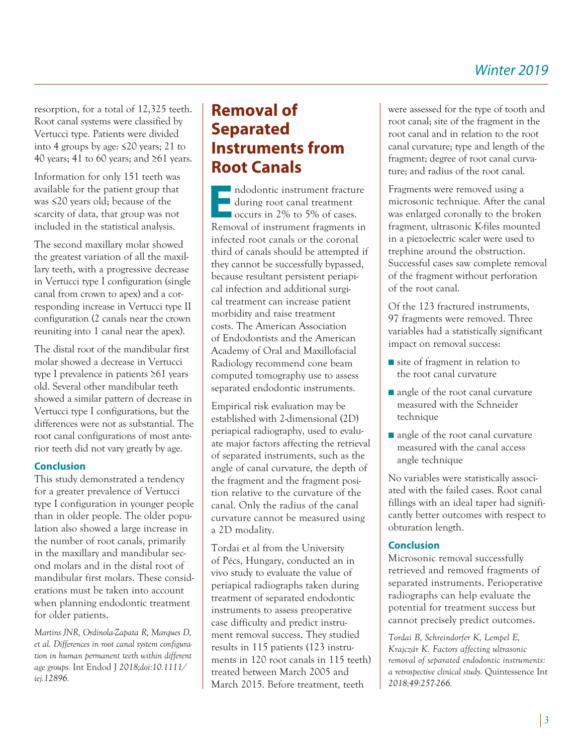resorption, for a total of 12,325 teeth. Root canal systems were classified by Vertucci type. Patients were divided into 4 groups by age: ≤20 years; 21 to 40 years; 41 to 60 years; and ≥61 years.

Information for only 151 teeth was available for the patient group that was ≤20 years old; because of the scarcity of data, that group was not included in the statistical analysis.

The second maxillary molar showed the greatest variation of all the maxillary teeth, with a progressive decrease in Vertucci type I configuration (single canal from crown to apex) and a corresponding increase in Vertucci type II configuration (2 canals near the crown reuniting into 1 canal near the apex).

The distal root of the mandibular first molar showed a decrease in Vertucci type I prevalence in patients ≥61 years old. Several other mandibular teeth showed a similar pattern of decrease in Vertucci type I configurations, but the differences were not as substantial. The root canal configurations of most anterior teeth did not vary greatly by age.

### Conclusion

This study demonstrated a tendency for a greater prevalence of Vertucci type I configuration in younger people than in older people. The older population also showed a large increase in the number of root canals, primarily in the maxillary and mandibular second molars and in the distal root of mandibular first molars. These considerations must be taken into account when planning endodontic treatment for older patients.

*Martins JNR, Ordinola-Zapata R, Marques D, et al. Differences in root canal system configuration in human permanent teeth within different age groups.* Int Endod J *2018;doi:10.1111/iej.12896.*

## Removal of Separated Instruments from Root Canals

Endodontic instrument fracture during root canal treatment occurs in 2% to 5% of cases. Removal of instrument fragments in infected root canals or the coronal third of canals should be attempted if they cannot be successfully bypassed, because resultant persistent periapical infection and additional surgical treatment can increase patient morbidity and raise treatment costs. The American Association of Endodontists and the American Academy of Oral and Maxillofacial Radiology recommend cone beam computed tomography use to assess separated endodontic instruments.

Empirical risk evaluation may be established with 2-dimensional (2D) periapical radiography, used to evaluate major factors affecting the retrieval of separated instruments, such as the angle of canal curvature, the depth of the fragment and the fragment position relative to the curvature of the canal. Only the radius of the canal curvature cannot be measured using a 2D modality.

Tordai et al from the University of Pécs, Hungary, conducted an in vivo study to evaluate the value of periapical radiographs taken during treatment of separated endodontic instruments to assess preoperative case difficulty and predict instrument removal success. They studied results in 115 patients (123 instruments in 120 root canals in 115 teeth) treated between March 2005 and March 2015. Before treatment, teeth were assessed for the type of tooth and root canal; site of the fragment in the root canal and in relation to the root canal curvature; type and length of the fragment; degree of root canal curvature; and radius of the root canal.

Fragments were removed using a microsonic technique. After the canal was enlarged coronally to the broken fragment, ultrasonic K-files mounted in a piezoelectric scaler were used to trephine around the obstruction. Successful cases saw complete removal of the fragment without perforation of the root canal.

Of the 123 fractured instruments, 97 fragments were removed. Three variables had a statistically significant impact on removal success:

- site of fragment in relation to the root canal curvature
- angle of the root canal curvature measured with the Schneider technique
- angle of the root canal curvature measured with the canal access angle technique

No variables were statistically associated with the failed cases. Root canal fillings with an ideal taper had significantly better outcomes with respect to obturation length.

### Conclusion

Microsonic removal successfully retrieved and removed fragments of separated instruments. Perioperative radiographs can help evaluate the potential for treatment success but cannot precisely predict outcomes.

*Tordai B, Schreindorfer K, Lempel E, Krajczár K. Factors affecting ultrasonic removal of separated endodontic instruments: a retrospective clinical study.* Quintessence Int *2018;49:257-266.*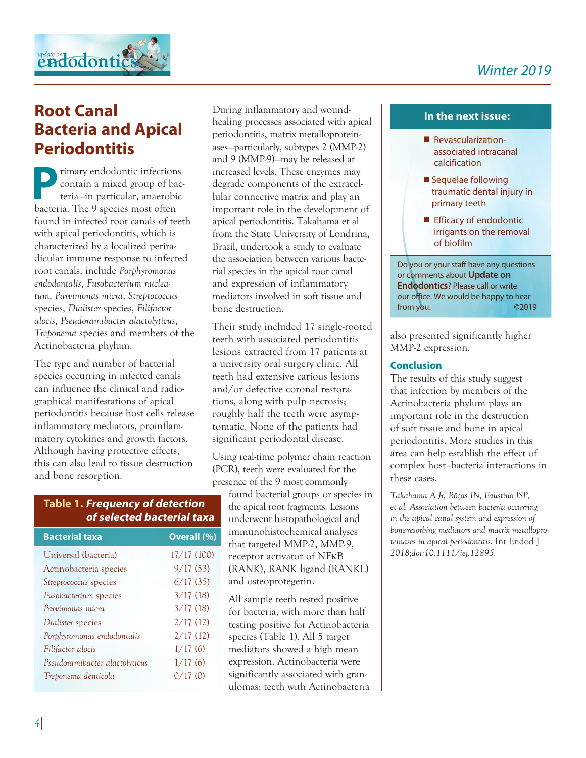# Root Canal Bacteria and Apical Periodontitis

Primary endodontic infections contain a mixed group of bacteria—in particular, anaerobic bacteria. The 9 species most often found in infected root canals of teeth with apical periodontitis, which is characterized by a localized periradicular immune response to infected root canals, include *Porphyromonas endodontalis*, *Fusobacterium nucleatum*, *Parvimonas micra*, *Streptococcus* species, *Dialister* species, *Filifactor alocis*, *Pseudoramibacter alactolyticus*, *Treponema* species and members of the Actinobacteria phylum.

The type and number of bacterial species occurring in infected canals can influence the clinical and radiographical manifestations of apical periodontitis because host cells release inflammatory mediators, proinflammatory cytokines and growth factors. Although having protective effects, this can also lead to tissue destruction and bone resorption.

During inflammatory and wound-healing processes associated with apical periodontitis, matrix metalloproteinases—particularly, subtypes 2 (MMP-2) and 9 (MMP-9)—may be released at increased levels. These enzymes may degrade components of the extracellular connective matrix and play an important role in the development of apical periodontitis. Takahama et al from the State University of Londrina, Brazil, undertook a study to evaluate the association between various bacterial species in the apical root canal and expression of inflammatory mediators involved in soft tissue and bone destruction.

Their study included 17 single-rooted teeth with associated periodontitis lesions extracted from 17 patients at a university oral surgery clinic. All teeth had extensive carious lesions and/or defective coronal restorations, along with pulp necrosis; roughly half the teeth were asymptomatic. None of the patients had significant periodontal disease.

Using real-time polymer chain reaction (PCR), teeth were evaluated for the presence of the 9 most commonly found bacterial groups or species in the apical root fragments. Lesions underwent histopathological and immunohistochemical analyses that targeted MMP-2, MMP-9, receptor activator of NFκB (RANK), RANK ligand (RANKL) and osteoprotegerin.

All sample teeth tested positive for bacteria, with more than half testing positive for Actinobacteria species (Table 1). All 5 target mediators showed a high mean expression. Actinobacteria were significantly associated with granulomas; teeth with Actinobacteria also presented significantly higher MMP-2 expression.

**Table 1. *Frequency of detection of selected bacterial taxa***

| Bacterial taxa | Overall (%) |
|---|---|
| Universal (bacteria) | 17/17 (100) |
| Actinobacteria species | 9/17 (53) |
| *Streptococcus* species | 6/17 (35) |
| *Fusobacterium* species | 3/17 (18) |
| *Parvimonas micra* | 3/17 (18) |
| *Dialister* species | 2/17 (12) |
| *Porphyromonas endodontalis* | 2/17 (12) |
| *Filifactor alocis* | 1/17 (6) |
| *Pseudoramibacter alactolyticus* | 1/17 (6) |
| *Treponema denticola* | 0/17 (0) |

## Conclusion

The results of this study suggest that infection by members of the Actinobacteria phylum plays an important role in the destruction of soft tissue and bone in apical periodontitis. More studies in this area can help establish the effect of complex host–bacteria interactions in these cases.

*Takahama A Jr, Rôças IN, Faustino ISP, et al. Association between bacteria occurring in the apical canal system and expression of bone-resorbing mediators and matrix metalloproteinases in apical periodontitis.* Int Endod J *2018;doi:10.1111/iej.12895.*

**In the next issue:**

- Revascularization-associated intracanal calcification
- Sequelae following traumatic dental injury in primary teeth
- Efficacy of endodontic irrigants on the removal of biofilm

Do you or your staff have any questions or comments about **Update on Endodontics**? Please call or write our office. We would be happy to hear from you. ©2019